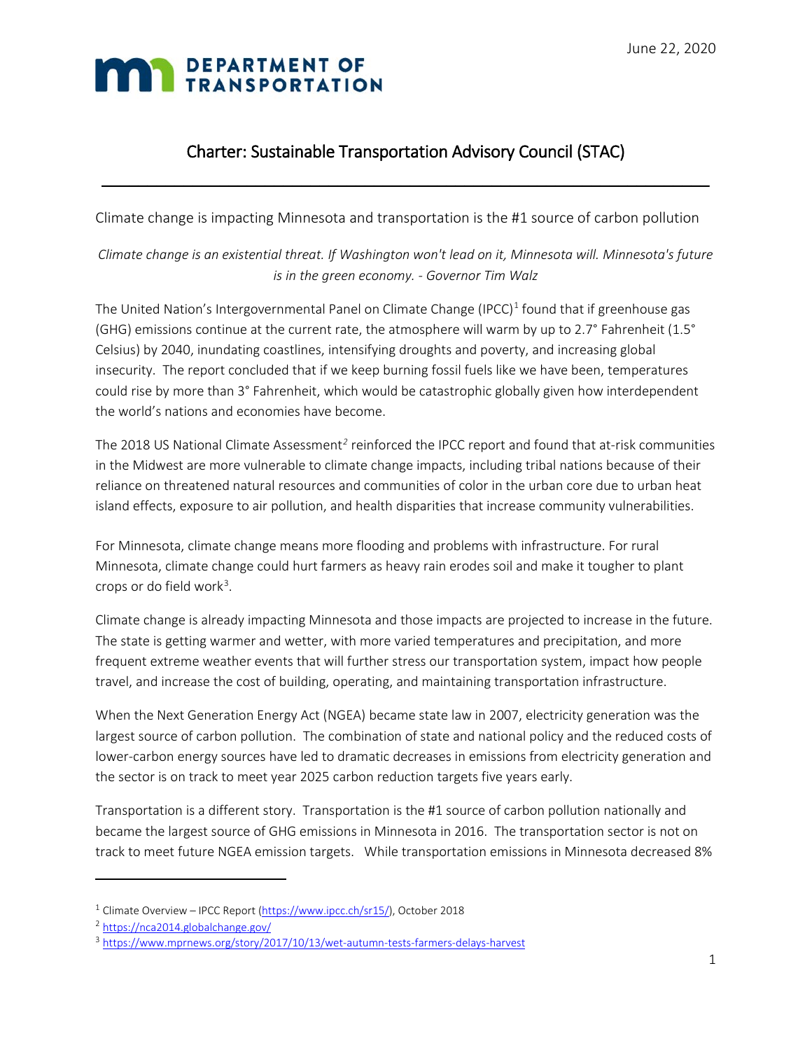June 22, 2020

DEPARTMENT OF TRANSPORTATION

# Charter: Sustainable Transportation Advisory Council (STAC)

Climate change is impacting Minnesota and transportation is the #1 source of carbon pollution

*Climate change is an existential threat. If Washington won't lead on it, Minnesota will. Minnesota's future is in the green economy. - Governor Tim Walz*

The United Nation's Intergovernmental Panel on Climate Change (IPCC)[1] found that if greenhouse gas (GHG) emissions continue at the current rate, the atmosphere will warm by up to 2.7° Fahrenheit (1.5° Celsius) by 2040, inundating coastlines, intensifying droughts and poverty, and increasing global insecurity. The report concluded that if we keep burning fossil fuels like we have been, temperatures could rise by more than 3° Fahrenheit, which would be catastrophic globally given how interdependent the world's nations and economies have become.

The 2018 US National Climate Assessment[2] reinforced the IPCC report and found that at-risk communities in the Midwest are more vulnerable to climate change impacts, including tribal nations because of their reliance on threatened natural resources and communities of color in the urban core due to urban heat island effects, exposure to air pollution, and health disparities that increase community vulnerabilities.

For Minnesota, climate change means more flooding and problems with infrastructure. For rural Minnesota, climate change could hurt farmers as heavy rain erodes soil and make it tougher to plant crops or do field work[3].

Climate change is already impacting Minnesota and those impacts are projected to increase in the future. The state is getting warmer and wetter, with more varied temperatures and precipitation, and more frequent extreme weather events that will further stress our transportation system, impact how people travel, and increase the cost of building, operating, and maintaining transportation infrastructure.

When the Next Generation Energy Act (NGEA) became state law in 2007, electricity generation was the largest source of carbon pollution. The combination of state and national policy and the reduced costs of lower-carbon energy sources have led to dramatic decreases in emissions from electricity generation and the sector is on track to meet year 2025 carbon reduction targets five years early.

Transportation is a different story. Transportation is the #1 source of carbon pollution nationally and became the largest source of GHG emissions in Minnesota in 2016. The transportation sector is not on track to meet future NGEA emission targets. While transportation emissions in Minnesota decreased 8%

---

[1] Climate Overview – IPCC Report (https://www.ipcc.ch/sr15/), October 2018

[2] https://nca2014.globalchange.gov/

[3] https://www.mprnews.org/story/2017/10/13/wet-autumn-tests-farmers-delays-harvest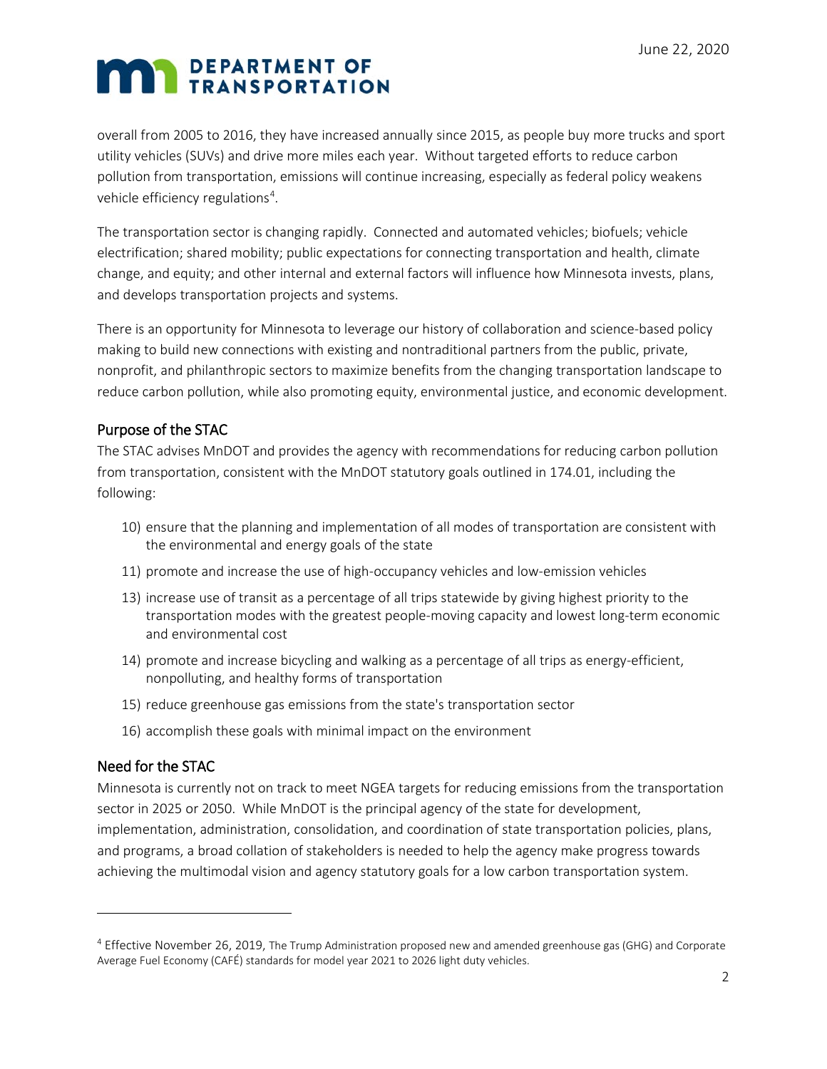overall from 2005 to 2016, they have increased annually since 2015, as people buy more trucks and sport utility vehicles (SUVs) and drive more miles each year. Without targeted efforts to reduce carbon pollution from transportation, emissions will continue increasing, especially as federal policy weakens vehicle efficiency regulations[4].

The transportation sector is changing rapidly. Connected and automated vehicles; biofuels; vehicle electrification; shared mobility; public expectations for connecting transportation and health, climate change, and equity; and other internal and external factors will influence how Minnesota invests, plans, and develops transportation projects and systems.

There is an opportunity for Minnesota to leverage our history of collaboration and science-based policy making to build new connections with existing and nontraditional partners from the public, private, nonprofit, and philanthropic sectors to maximize benefits from the changing transportation landscape to reduce carbon pollution, while also promoting equity, environmental justice, and economic development.

## Purpose of the STAC

The STAC advises MnDOT and provides the agency with recommendations for reducing carbon pollution from transportation, consistent with the MnDOT statutory goals outlined in 174.01, including the following:

10) ensure that the planning and implementation of all modes of transportation are consistent with the environmental and energy goals of the state
11) promote and increase the use of high-occupancy vehicles and low-emission vehicles
13) increase use of transit as a percentage of all trips statewide by giving highest priority to the transportation modes with the greatest people-moving capacity and lowest long-term economic and environmental cost
14) promote and increase bicycling and walking as a percentage of all trips as energy-efficient, nonpolluting, and healthy forms of transportation
15) reduce greenhouse gas emissions from the state's transportation sector
16) accomplish these goals with minimal impact on the environment

## Need for the STAC

Minnesota is currently not on track to meet NGEA targets for reducing emissions from the transportation sector in 2025 or 2050. While MnDOT is the principal agency of the state for development, implementation, administration, consolidation, and coordination of state transportation policies, plans, and programs, a broad collation of stakeholders is needed to help the agency make progress towards achieving the multimodal vision and agency statutory goals for a low carbon transportation system.

---

[4] Effective November 26, 2019, The Trump Administration proposed new and amended greenhouse gas (GHG) and Corporate Average Fuel Economy (CAFÉ) standards for model year 2021 to 2026 light duty vehicles.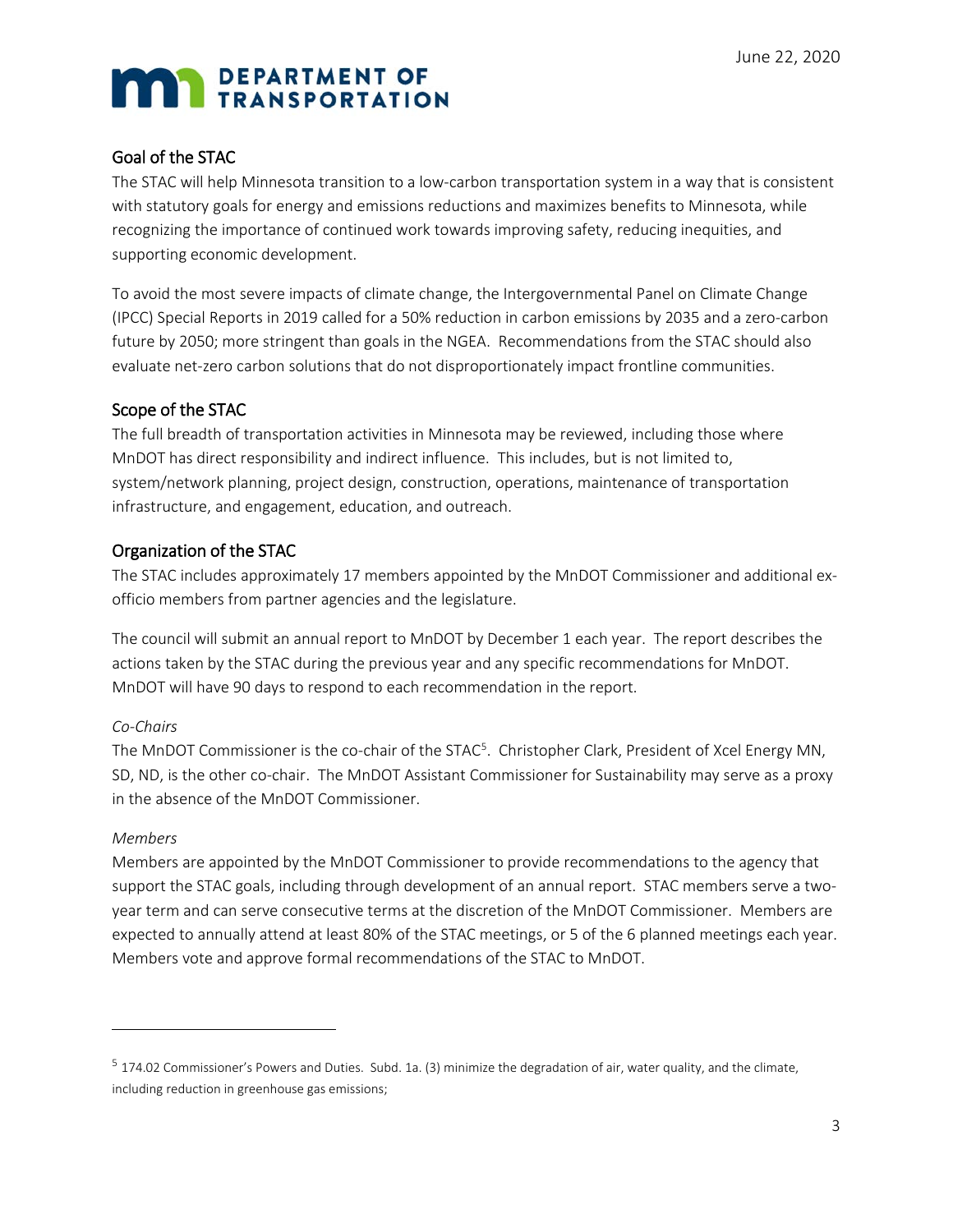## Goal of the STAC

The STAC will help Minnesota transition to a low-carbon transportation system in a way that is consistent with statutory goals for energy and emissions reductions and maximizes benefits to Minnesota, while recognizing the importance of continued work towards improving safety, reducing inequities, and supporting economic development.

To avoid the most severe impacts of climate change, the Intergovernmental Panel on Climate Change (IPCC) Special Reports in 2019 called for a 50% reduction in carbon emissions by 2035 and a zero-carbon future by 2050; more stringent than goals in the NGEA. Recommendations from the STAC should also evaluate net-zero carbon solutions that do not disproportionately impact frontline communities.

## Scope of the STAC

The full breadth of transportation activities in Minnesota may be reviewed, including those where MnDOT has direct responsibility and indirect influence. This includes, but is not limited to, system/network planning, project design, construction, operations, maintenance of transportation infrastructure, and engagement, education, and outreach.

## Organization of the STAC

The STAC includes approximately 17 members appointed by the MnDOT Commissioner and additional ex-officio members from partner agencies and the legislature.

The council will submit an annual report to MnDOT by December 1 each year. The report describes the actions taken by the STAC during the previous year and any specific recommendations for MnDOT. MnDOT will have 90 days to respond to each recommendation in the report.

*Co-Chairs*

The MnDOT Commissioner is the co-chair of the STAC[5]. Christopher Clark, President of Xcel Energy MN, SD, ND, is the other co-chair. The MnDOT Assistant Commissioner for Sustainability may serve as a proxy in the absence of the MnDOT Commissioner.

*Members*

Members are appointed by the MnDOT Commissioner to provide recommendations to the agency that support the STAC goals, including through development of an annual report. STAC members serve a two-year term and can serve consecutive terms at the discretion of the MnDOT Commissioner. Members are expected to annually attend at least 80% of the STAC meetings, or 5 of the 6 planned meetings each year. Members vote and approve formal recommendations of the STAC to MnDOT.

---

[5] 174.02 Commissioner's Powers and Duties. Subd. 1a. (3) minimize the degradation of air, water quality, and the climate, including reduction in greenhouse gas emissions;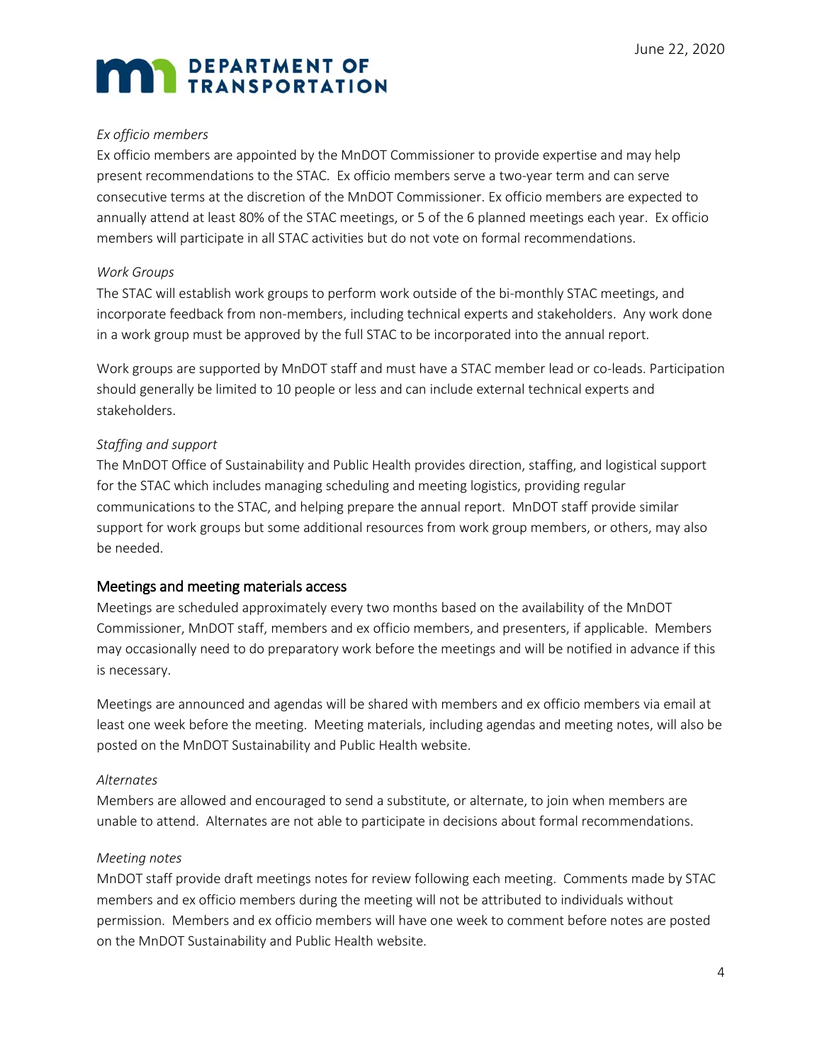*Ex officio members*

Ex officio members are appointed by the MnDOT Commissioner to provide expertise and may help present recommendations to the STAC. Ex officio members serve a two-year term and can serve consecutive terms at the discretion of the MnDOT Commissioner. Ex officio members are expected to annually attend at least 80% of the STAC meetings, or 5 of the 6 planned meetings each year. Ex officio members will participate in all STAC activities but do not vote on formal recommendations.

*Work Groups*

The STAC will establish work groups to perform work outside of the bi-monthly STAC meetings, and incorporate feedback from non-members, including technical experts and stakeholders. Any work done in a work group must be approved by the full STAC to be incorporated into the annual report.

Work groups are supported by MnDOT staff and must have a STAC member lead or co-leads. Participation should generally be limited to 10 people or less and can include external technical experts and stakeholders.

*Staffing and support*

The MnDOT Office of Sustainability and Public Health provides direction, staffing, and logistical support for the STAC which includes managing scheduling and meeting logistics, providing regular communications to the STAC, and helping prepare the annual report. MnDOT staff provide similar support for work groups but some additional resources from work group members, or others, may also be needed.

## Meetings and meeting materials access

Meetings are scheduled approximately every two months based on the availability of the MnDOT Commissioner, MnDOT staff, members and ex officio members, and presenters, if applicable. Members may occasionally need to do preparatory work before the meetings and will be notified in advance if this is necessary.

Meetings are announced and agendas will be shared with members and ex officio members via email at least one week before the meeting. Meeting materials, including agendas and meeting notes, will also be posted on the MnDOT Sustainability and Public Health website.

*Alternates*

Members are allowed and encouraged to send a substitute, or alternate, to join when members are unable to attend. Alternates are not able to participate in decisions about formal recommendations.

*Meeting notes*

MnDOT staff provide draft meetings notes for review following each meeting. Comments made by STAC members and ex officio members during the meeting will not be attributed to individuals without permission. Members and ex officio members will have one week to comment before notes are posted on the MnDOT Sustainability and Public Health website.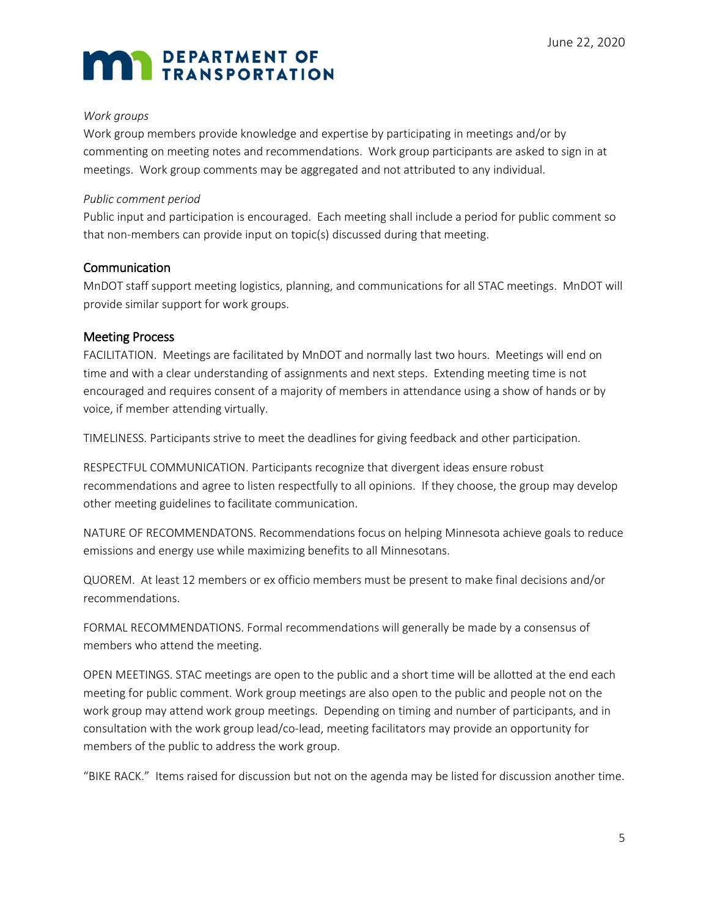*Work groups*

Work group members provide knowledge and expertise by participating in meetings and/or by commenting on meeting notes and recommendations. Work group participants are asked to sign in at meetings. Work group comments may be aggregated and not attributed to any individual.

*Public comment period*

Public input and participation is encouraged. Each meeting shall include a period for public comment so that non-members can provide input on topic(s) discussed during that meeting.

## Communication

MnDOT staff support meeting logistics, planning, and communications for all STAC meetings. MnDOT will provide similar support for work groups.

## Meeting Process

FACILITATION. Meetings are facilitated by MnDOT and normally last two hours. Meetings will end on time and with a clear understanding of assignments and next steps. Extending meeting time is not encouraged and requires consent of a majority of members in attendance using a show of hands or by voice, if member attending virtually.

TIMELINESS. Participants strive to meet the deadlines for giving feedback and other participation.

RESPECTFUL COMMUNICATION. Participants recognize that divergent ideas ensure robust recommendations and agree to listen respectfully to all opinions. If they choose, the group may develop other meeting guidelines to facilitate communication.

NATURE OF RECOMMENDATONS. Recommendations focus on helping Minnesota achieve goals to reduce emissions and energy use while maximizing benefits to all Minnesotans.

QUOREM. At least 12 members or ex officio members must be present to make final decisions and/or recommendations.

FORMAL RECOMMENDATIONS. Formal recommendations will generally be made by a consensus of members who attend the meeting.

OPEN MEETINGS. STAC meetings are open to the public and a short time will be allotted at the end each meeting for public comment. Work group meetings are also open to the public and people not on the work group may attend work group meetings. Depending on timing and number of participants, and in consultation with the work group lead/co-lead, meeting facilitators may provide an opportunity for members of the public to address the work group.

"BIKE RACK." Items raised for discussion but not on the agenda may be listed for discussion another time.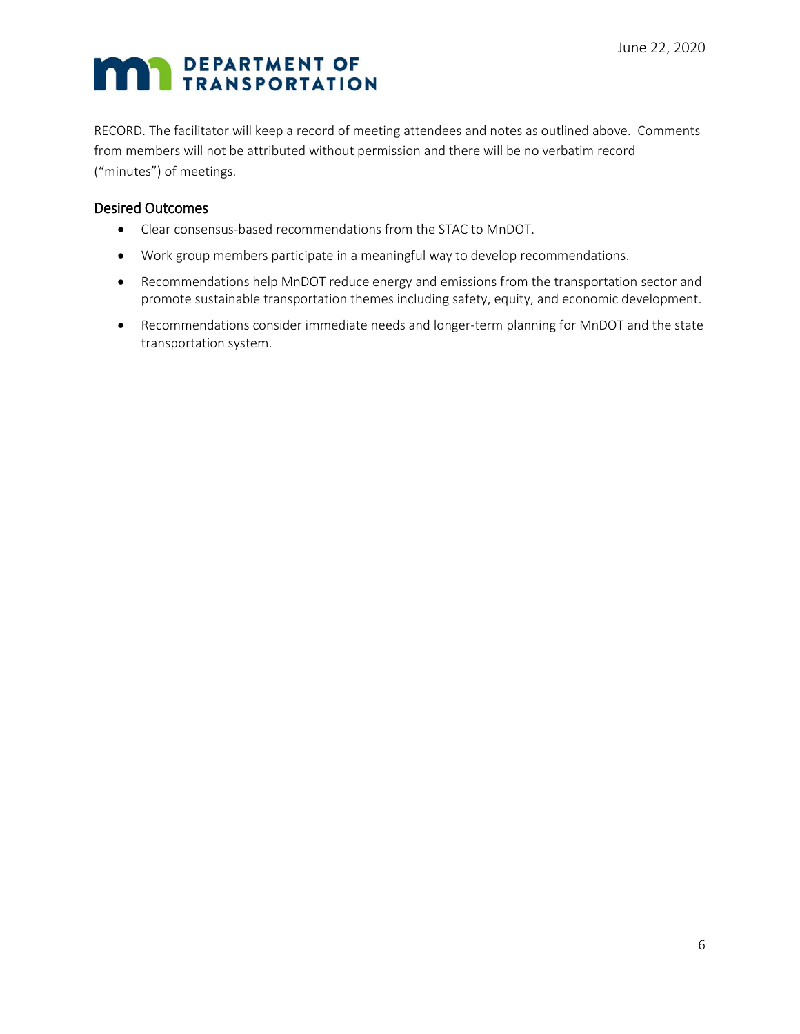RECORD. The facilitator will keep a record of meeting attendees and notes as outlined above. Comments from members will not be attributed without permission and there will be no verbatim record ("minutes") of meetings.

## Desired Outcomes

- Clear consensus-based recommendations from the STAC to MnDOT.
- Work group members participate in a meaningful way to develop recommendations.
- Recommendations help MnDOT reduce energy and emissions from the transportation sector and promote sustainable transportation themes including safety, equity, and economic development.
- Recommendations consider immediate needs and longer-term planning for MnDOT and the state transportation system.